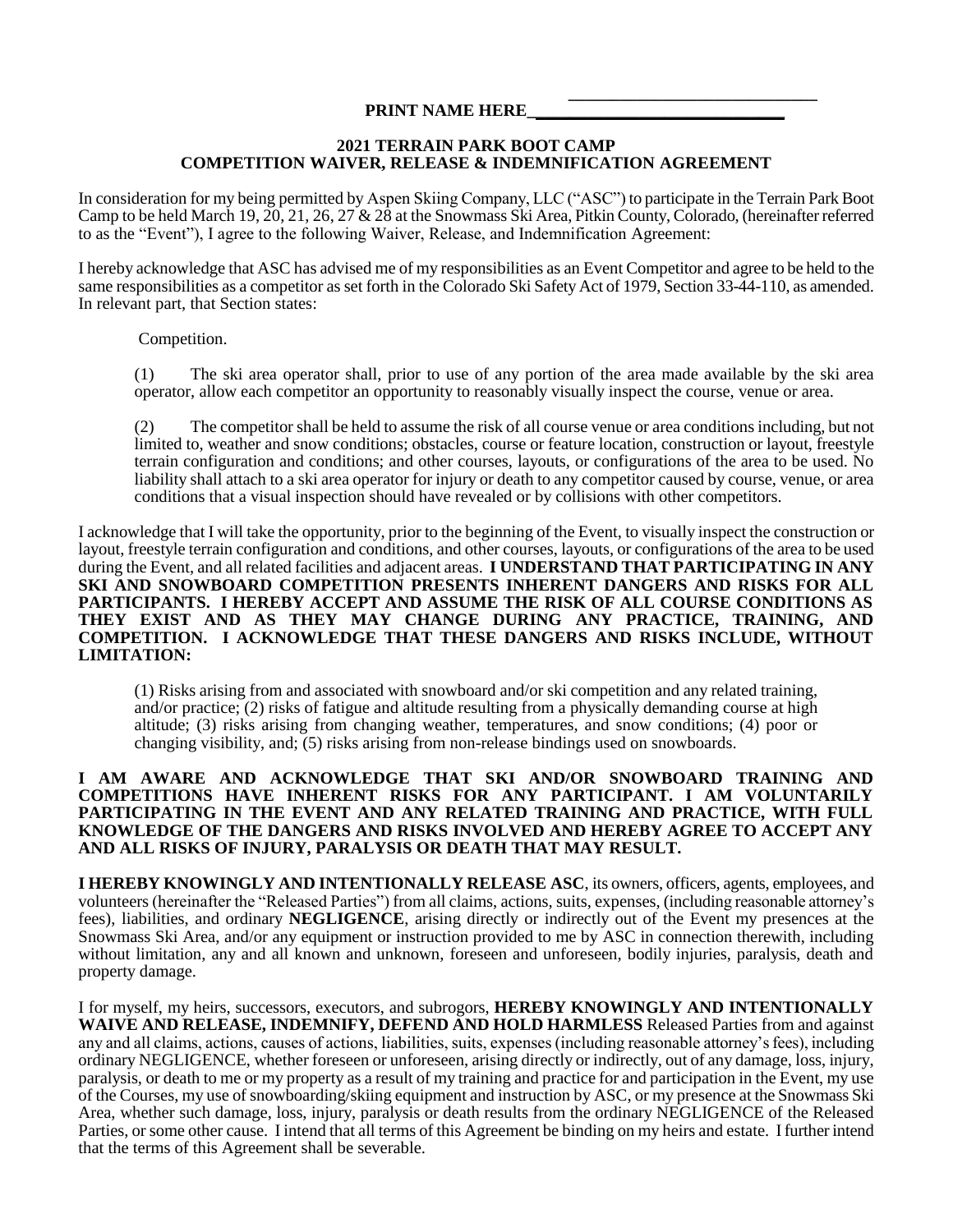**PRINT NAME HERE_____________________________**

**2021 TERRAIN PARK BOOT CAMP**
**COMPETITION WAIVER, RELEASE & INDEMNIFICATION AGREEMENT**

In consideration for my being permitted by Aspen Skiing Company, LLC ("ASC") to participate in the Terrain Park Boot Camp to be held March 19, 20, 21, 26, 27 & 28 at the Snowmass Ski Area, Pitkin County, Colorado, (hereinafter referred to as the "Event"), I agree to the following Waiver, Release, and Indemnification Agreement:

I hereby acknowledge that ASC has advised me of my responsibilities as an Event Competitor and agree to be held to the same responsibilities as a competitor as set forth in the Colorado Ski Safety Act of 1979, Section 33-44-110, as amended. In relevant part, that Section states:

> Competition.
>
> (1) The ski area operator shall, prior to use of any portion of the area made available by the ski area operator, allow each competitor an opportunity to reasonably visually inspect the course, venue or area.
>
> (2) The competitor shall be held to assume the risk of all course venue or area conditions including, but not limited to, weather and snow conditions; obstacles, course or feature location, construction or layout, freestyle terrain configuration and conditions; and other courses, layouts, or configurations of the area to be used. No liability shall attach to a ski area operator for injury or death to any competitor caused by course, venue, or area conditions that a visual inspection should have revealed or by collisions with other competitors.

I acknowledge that I will take the opportunity, prior to the beginning of the Event, to visually inspect the construction or layout, freestyle terrain configuration and conditions, and other courses, layouts, or configurations of the area to be used during the Event, and all related facilities and adjacent areas. **I UNDERSTAND THAT PARTICIPATING IN ANY SKI AND SNOWBOARD COMPETITION PRESENTS INHERENT DANGERS AND RISKS FOR ALL PARTICIPANTS. I HEREBY ACCEPT AND ASSUME THE RISK OF ALL COURSE CONDITIONS AS THEY EXIST AND AS THEY MAY CHANGE DURING ANY PRACTICE, TRAINING, AND COMPETITION. I ACKNOWLEDGE THAT THESE DANGERS AND RISKS INCLUDE, WITHOUT LIMITATION:**

> (1) Risks arising from and associated with snowboard and/or ski competition and any related training, and/or practice; (2) risks of fatigue and altitude resulting from a physically demanding course at high altitude; (3) risks arising from changing weather, temperatures, and snow conditions; (4) poor or changing visibility, and; (5) risks arising from non-release bindings used on snowboards.

**I AM AWARE AND ACKNOWLEDGE THAT SKI AND/OR SNOWBOARD TRAINING AND COMPETITIONS HAVE INHERENT RISKS FOR ANY PARTICIPANT. I AM VOLUNTARILY PARTICIPATING IN THE EVENT AND ANY RELATED TRAINING AND PRACTICE, WITH FULL KNOWLEDGE OF THE DANGERS AND RISKS INVOLVED AND HEREBY AGREE TO ACCEPT ANY AND ALL RISKS OF INJURY, PARALYSIS OR DEATH THAT MAY RESULT.**

**I HEREBY KNOWINGLY AND INTENTIONALLY RELEASE ASC**, its owners, officers, agents, employees, and volunteers (hereinafter the "Released Parties") from all claims, actions, suits, expenses, (including reasonable attorney's fees), liabilities, and ordinary **NEGLIGENCE**, arising directly or indirectly out of the Event my presences at the Snowmass Ski Area, and/or any equipment or instruction provided to me by ASC in connection therewith, including without limitation, any and all known and unknown, foreseen and unforeseen, bodily injuries, paralysis, death and property damage.

I for myself, my heirs, successors, executors, and subrogors, **HEREBY KNOWINGLY AND INTENTIONALLY WAIVE AND RELEASE, INDEMNIFY, DEFEND AND HOLD HARMLESS** Released Parties from and against any and all claims, actions, causes of actions, liabilities, suits, expenses (including reasonable attorney's fees), including ordinary NEGLIGENCE, whether foreseen or unforeseen, arising directly or indirectly, out of any damage, loss, injury, paralysis, or death to me or my property as a result of my training and practice for and participation in the Event, my use of the Courses, my use of snowboarding/skiing equipment and instruction by ASC, or my presence at the Snowmass Ski Area, whether such damage, loss, injury, paralysis or death results from the ordinary NEGLIGENCE of the Released Parties, or some other cause. I intend that all terms of this Agreement be binding on my heirs and estate. I further intend that the terms of this Agreement shall be severable.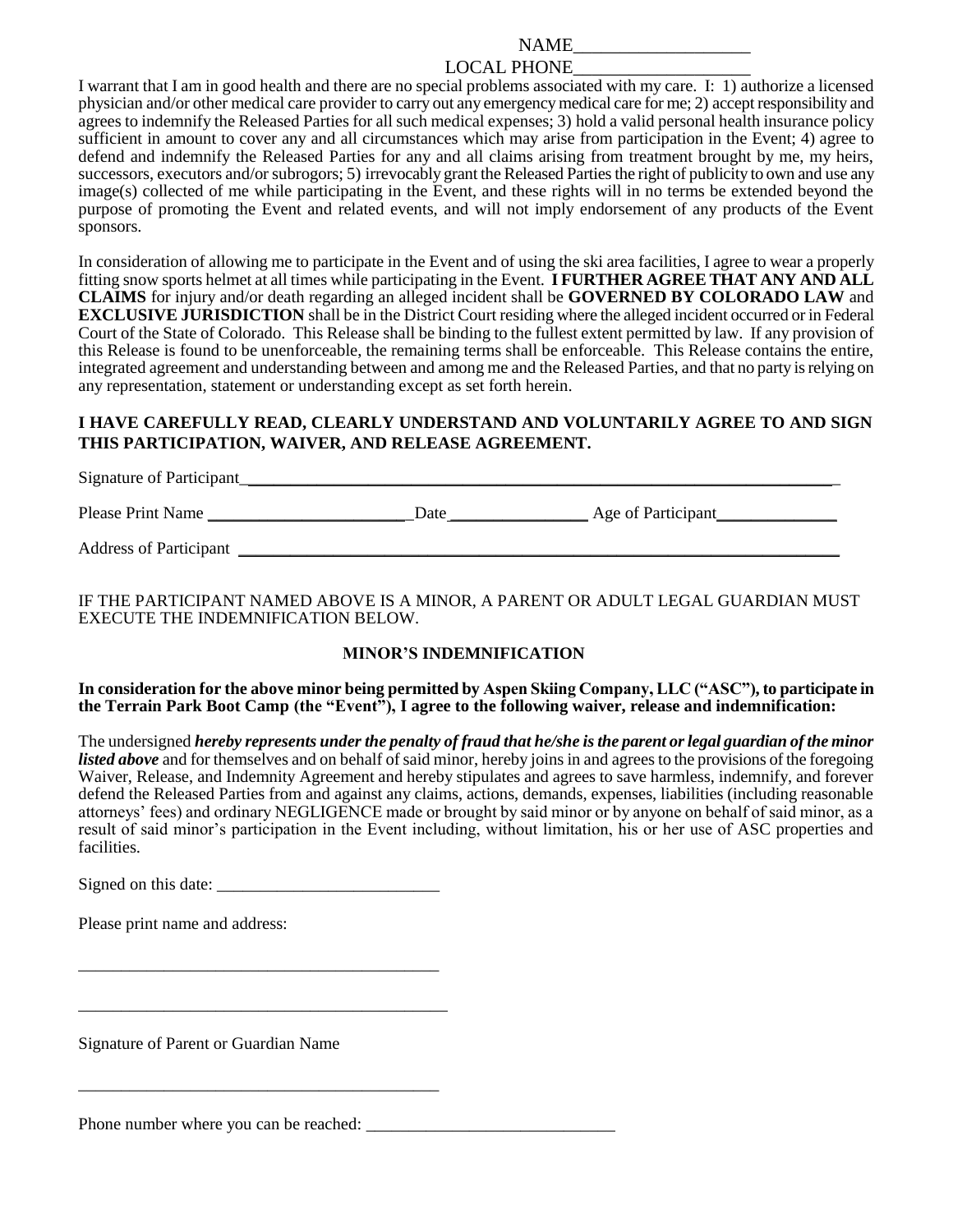NAME___________________

LOCAL PHONE___________________

I warrant that I am in good health and there are no special problems associated with my care. I: 1) authorize a licensed physician and/or other medical care provider to carry out any emergency medical care for me; 2) accept responsibility and agrees to indemnify the Released Parties for all such medical expenses; 3) hold a valid personal health insurance policy sufficient in amount to cover any and all circumstances which may arise from participation in the Event; 4) agree to defend and indemnify the Released Parties for any and all claims arising from treatment brought by me, my heirs, successors, executors and/or subrogors; 5) irrevocably grant the Released Parties the right of publicity to own and use any image(s) collected of me while participating in the Event, and these rights will in no terms be extended beyond the purpose of promoting the Event and related events, and will not imply endorsement of any products of the Event sponsors.

In consideration of allowing me to participate in the Event and of using the ski area facilities, I agree to wear a properly fitting snow sports helmet at all times while participating in the Event. **I FURTHER AGREE THAT ANY AND ALL CLAIMS** for injury and/or death regarding an alleged incident shall be **GOVERNED BY COLORADO LAW** and **EXCLUSIVE JURISDICTION** shall be in the District Court residing where the alleged incident occurred or in Federal Court of the State of Colorado. This Release shall be binding to the fullest extent permitted by law. If any provision of this Release is found to be unenforceable, the remaining terms shall be enforceable. This Release contains the entire, integrated agreement and understanding between and among me and the Released Parties, and that no party is relying on any representation, statement or understanding except as set forth herein.

**I HAVE CAREFULLY READ, CLEARLY UNDERSTAND AND VOLUNTARILY AGREE TO AND SIGN THIS PARTICIPATION, WAIVER, AND RELEASE AGREEMENT.**

Signature of Participant_______________________________________________

Please Print Name ________________________Date________________ Age of Participant______________

Address of Participant ________________________________________________

IF THE PARTICIPANT NAMED ABOVE IS A MINOR, A PARENT OR ADULT LEGAL GUARDIAN MUST EXECUTE THE INDEMNIFICATION BELOW.

## MINOR'S INDEMNIFICATION

**In consideration for the above minor being permitted by Aspen Skiing Company, LLC ("ASC"), to participate in the Terrain Park Boot Camp (the "Event"), I agree to the following waiver, release and indemnification:**

The undersigned ***hereby represents under the penalty of fraud that he/she is the parent or legal guardian of the minor listed above*** and for themselves and on behalf of said minor, hereby joins in and agrees to the provisions of the foregoing Waiver, Release, and Indemnity Agreement and hereby stipulates and agrees to save harmless, indemnify, and forever defend the Released Parties from and against any claims, actions, demands, expenses, liabilities (including reasonable attorneys' fees) and ordinary NEGLIGENCE made or brought by said minor or by anyone on behalf of said minor, as a result of said minor's participation in the Event including, without limitation, his or her use of ASC properties and facilities.

Signed on this date: __________________________

Please print name and address:

___________________________________________

____________________________________________

Signature of Parent or Guardian Name

___________________________________________

Phone number where you can be reached: _____________________________